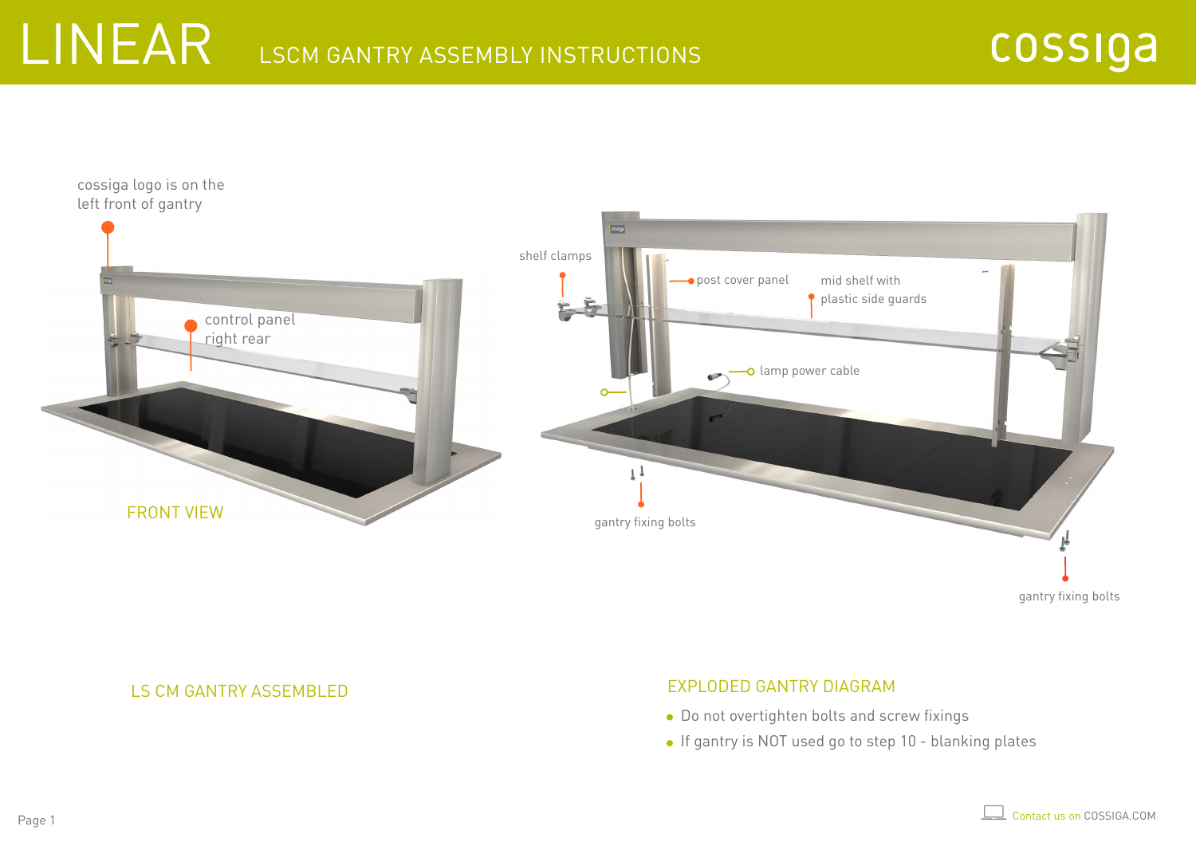# LINEAR

## LSCM GANTRY ASSEMBLY INSTRUCTIONS

cossiga

cossiga logo is on the left front of gantry

control panel right rear

FRONT VIEW

shelf clamps

post cover panel

mid shelf with plastic side guards

lamp power cable

gantry fixing bolts

gantry fixing bolts

LS CM GANTRY ASSEMBLED

EXPLODED GANTRY DIAGRAM

- Do not overtighten bolts and screw fixings
- If gantry is NOT used go to step 10 - blanking plates

Contact us on COSSIGA.COM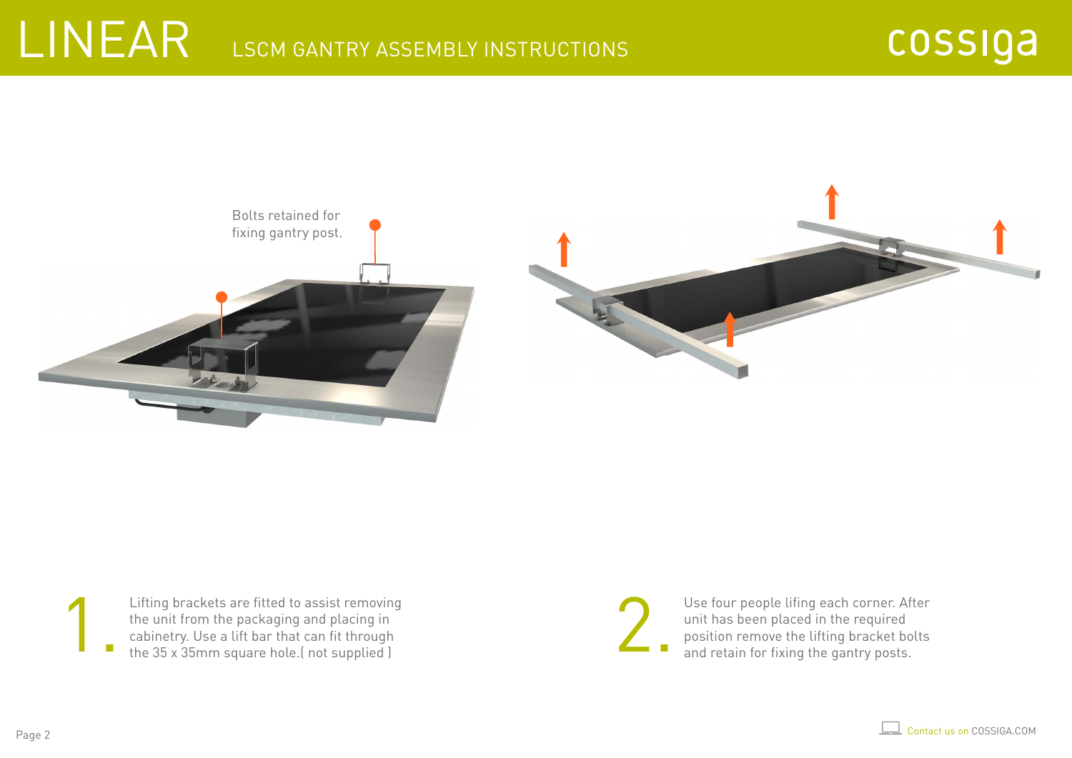# LINEAR

## LSCM GANTRY ASSEMBLY INSTRUCTIONS

Bolts retained for fixing gantry post.

1. Lifting brackets are fitted to assist removing the unit from the packaging and placing in cabinetry. Use a lift bar that can fit through the 35 x 35mm square hole.( not supplied )

2. Use four people lifing each corner. After unit has been placed in the required position remove the lifting bracket bolts and retain for fixing the gantry posts.

Contact us on COSSIGA.COM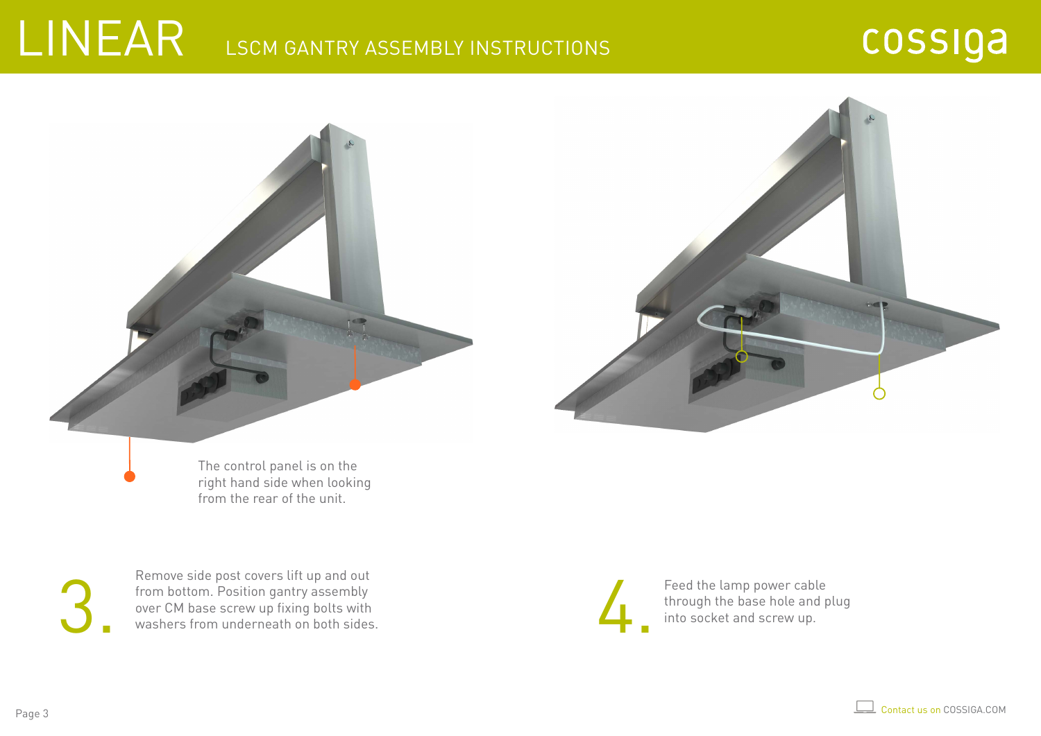# LINEAR

## LSCM GANTRY ASSEMBLY INSTRUCTIONS

The control panel is on the right hand side when looking from the rear of the unit.

**3.** Remove side post covers lift up and out from bottom. Position gantry assembly over CM base screw up fixing bolts with washers from underneath on both sides.

**4.** Feed the lamp power cable through the base hole and plug into socket and screw up.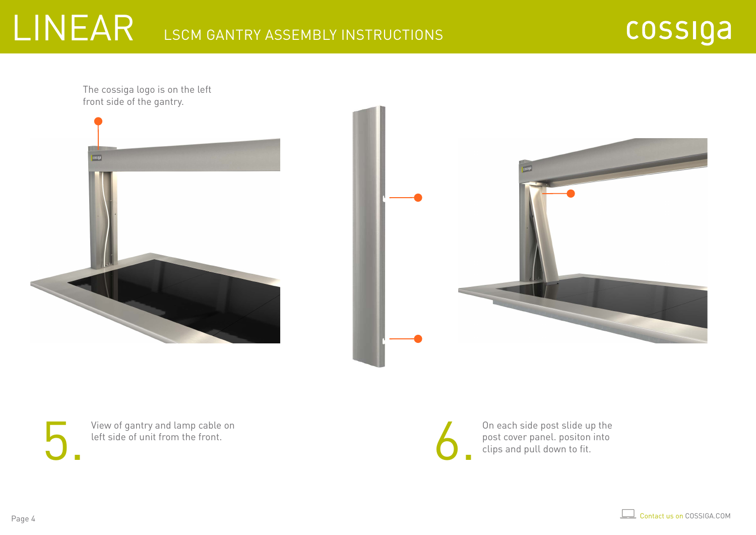# LINEAR

## LSCM GANTRY ASSEMBLY INSTRUCTIONS

The cossiga logo is on the left front side of the gantry.

**5.** View of gantry and lamp cable on left side of unit from the front.

**6.** On each side post slide up the post cover panel. positon into clips and pull down to fit.

Contact us on COSSIGA.COM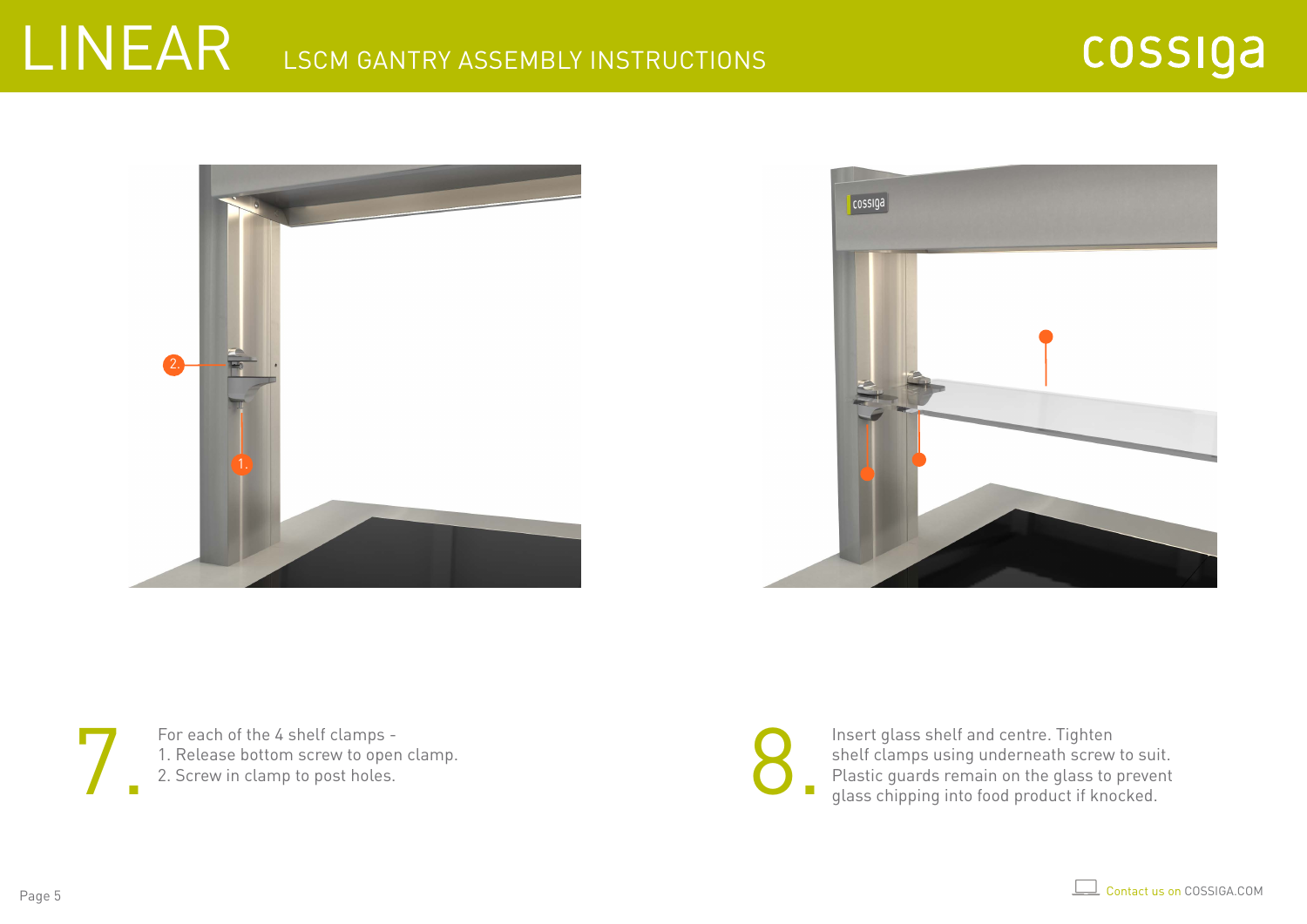7. For each of the 4 shelf clamps -

1. Release bottom screw to open clamp.
2. Screw in clamp to post holes.

8. Insert glass shelf and centre. Tighten shelf clamps using underneath screw to suit. Plastic guards remain on the glass to prevent glass chipping into food product if knocked.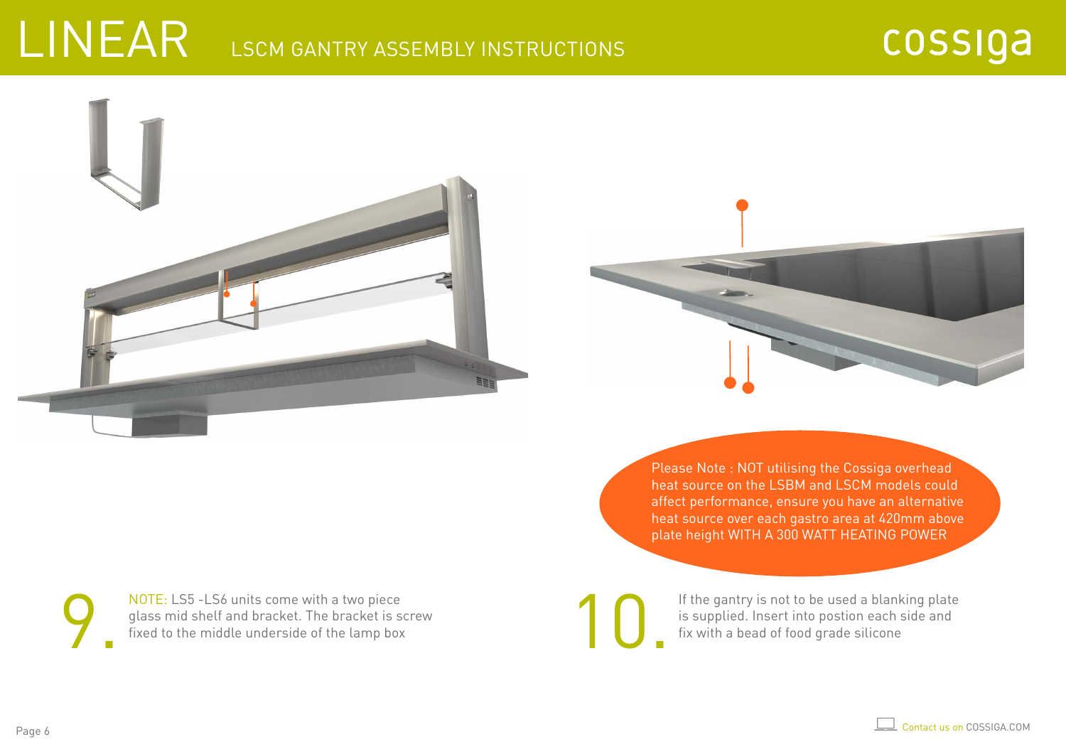# LINEAR

## LSCM GANTRY ASSEMBLY INSTRUCTIONS

cossiga

Please Note : NOT utilising the Cossiga overhead heat source on the LSBM and LSCM models could affect performance, ensure you have an alternative heat source over each gastro area at 420mm above plate height WITH A 300 WATT HEATING POWER

**9.** NOTE: LS5 -LS6 units come with a two piece glass mid shelf and bracket. The bracket is screw fixed to the middle underside of the lamp box

**10.** If the gantry is not to be used a blanking plate is supplied. Insert into postion each side and fix with a bead of food grade silicone

Contact us on COSSIGA.COM